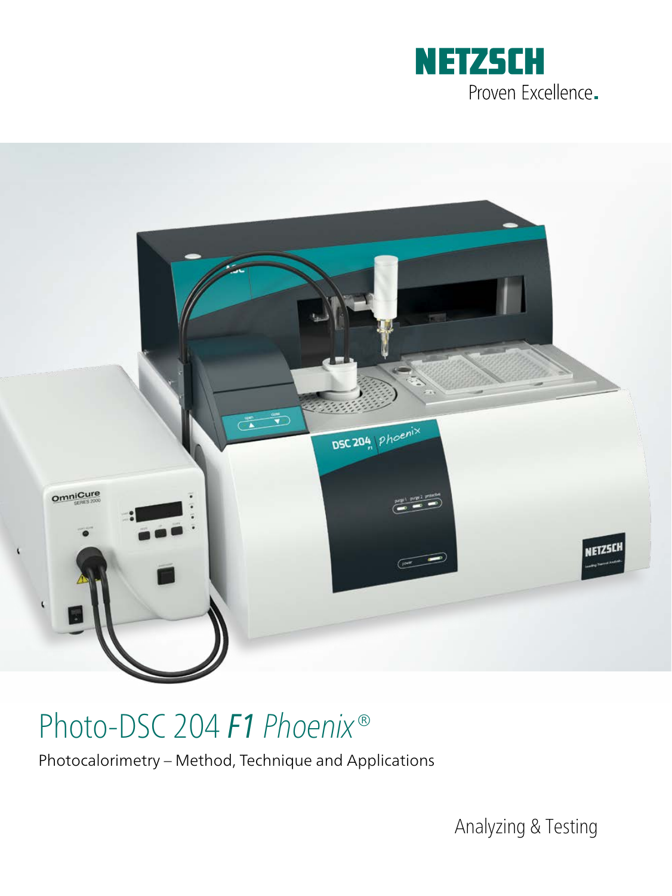NETZSCH

Proven Excellence.

# Photo-DSC 204 *F1 Phoenix*®

Photocalorimetry – Method, Technique and Applications

Analyzing & Testing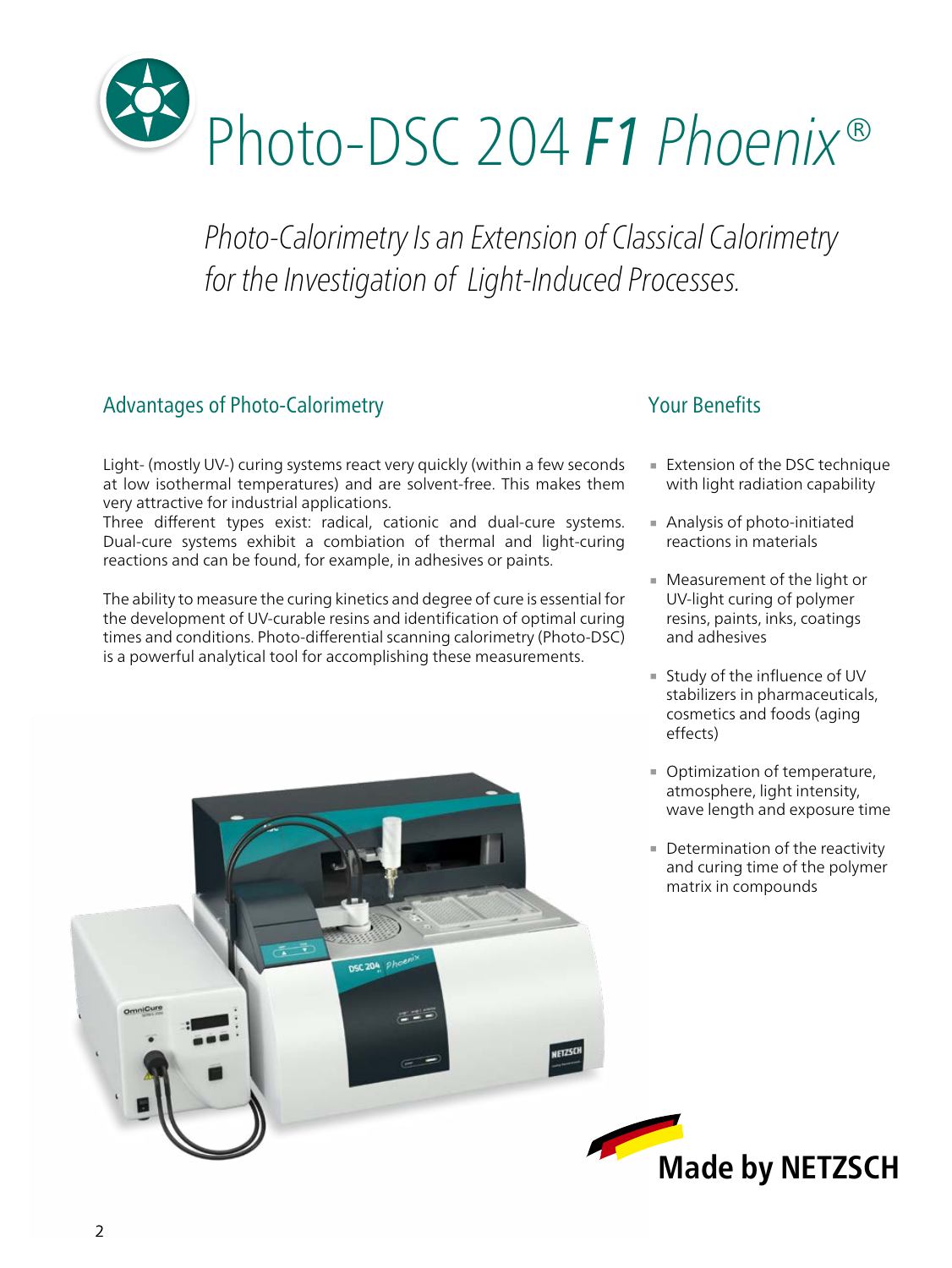# Photo-DSC 204 *F1 Phoenix*®

*Photo-Calorimetry Is an Extension of Classical Calorimetry for the Investigation of Light-Induced Processes.*

## Advantages of Photo-Calorimetry

Light- (mostly UV-) curing systems react very quickly (within a few seconds at low isothermal temperatures) and are solvent-free. This makes them very attractive for industrial applications.
Three different types exist: radical, cationic and dual-cure systems. Dual-cure systems exhibit a combiation of thermal and light-curing reactions and can be found, for example, in adhesives or paints.

The ability to measure the curing kinetics and degree of cure is essential for the development of UV-curable resins and identification of optimal curing times and conditions. Photo-differential scanning calorimetry (Photo-DSC) is a powerful analytical tool for accomplishing these measurements.

## Your Benefits

- Extension of the DSC technique with light radiation capability
- Analysis of photo-initiated reactions in materials
- Measurement of the light or UV-light curing of polymer resins, paints, inks, coatings and adhesives
- Study of the influence of UV stabilizers in pharmaceuticals, cosmetics and foods (aging effects)
- Optimization of temperature, atmosphere, light intensity, wave length and exposure time
- Determination of the reactivity and curing time of the polymer matrix in compounds

**Made by NETZSCH**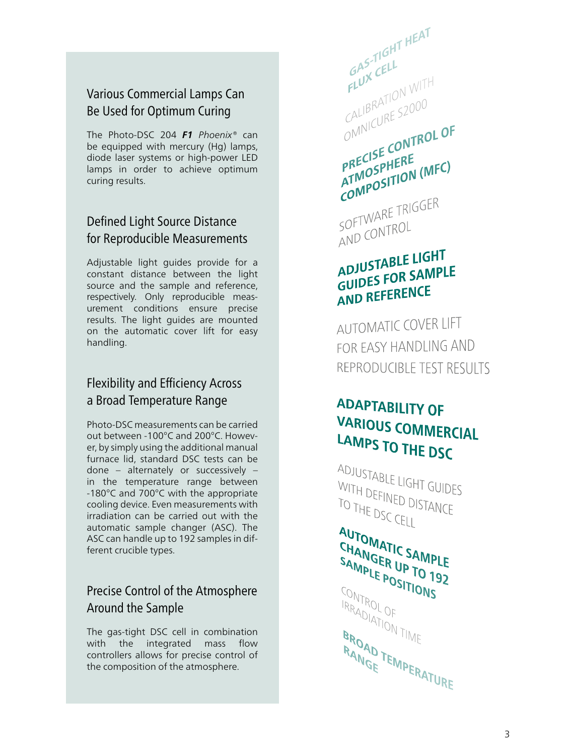## Various Commercial Lamps Can Be Used for Optimum Curing

The Photo-DSC 204 ***F1*** *Phoenix®* can be equipped with mercury (Hg) lamps, diode laser systems or high-power LED lamps in order to achieve optimum curing results.

## Defined Light Source Distance for Reproducible Measurements

Adjustable light guides provide for a constant distance between the light source and the sample and reference, respectively. Only reproducible measurement conditions ensure precise results. The light guides are mounted on the automatic cover lift for easy handling.

## Flexibility and Efficiency Across a Broad Temperature Range

Photo-DSC measurements can be carried out between -100°C and 200°C. However, by simply using the additional manual furnace lid, standard DSC tests can be done – alternately or successively – in the temperature range between -180°C and 700°C with the appropriate cooling device. Even measurements with irradiation can be carried out with the automatic sample changer (ASC). The ASC can handle up to 192 samples in different crucible types.

## Precise Control of the Atmosphere Around the Sample

The gas-tight DSC cell in combination with the integrated mass flow controllers allows for precise control of the composition of the atmosphere.

**GAS-TIGHT HEAT FLUX CELL**

CALIBRATION WITH OMNICURE S2000

**PRECISE CONTROL OF ATMOSPHERE COMPOSITION (MFC)**

SOFTWARE TRIGGER AND CONTROL

**ADJUSTABLE LIGHT GUIDES FOR SAMPLE AND REFERENCE**

AUTOMATIC COVER LIFT FOR EASY HANDLING AND REPRODUCIBLE TEST RESULTS

**ADAPTABILITY OF VARIOUS COMMERCIAL LAMPS TO THE DSC**

ADJUSTABLE LIGHT GUIDES WITH DEFINED DISTANCE TO THE DSC CELL

**AUTOMATIC SAMPLE CHANGER UP TO 192 SAMPLE POSITIONS**

CONTROL OF IRRADIATION TIME

**BROAD TEMPERATURE RANGE**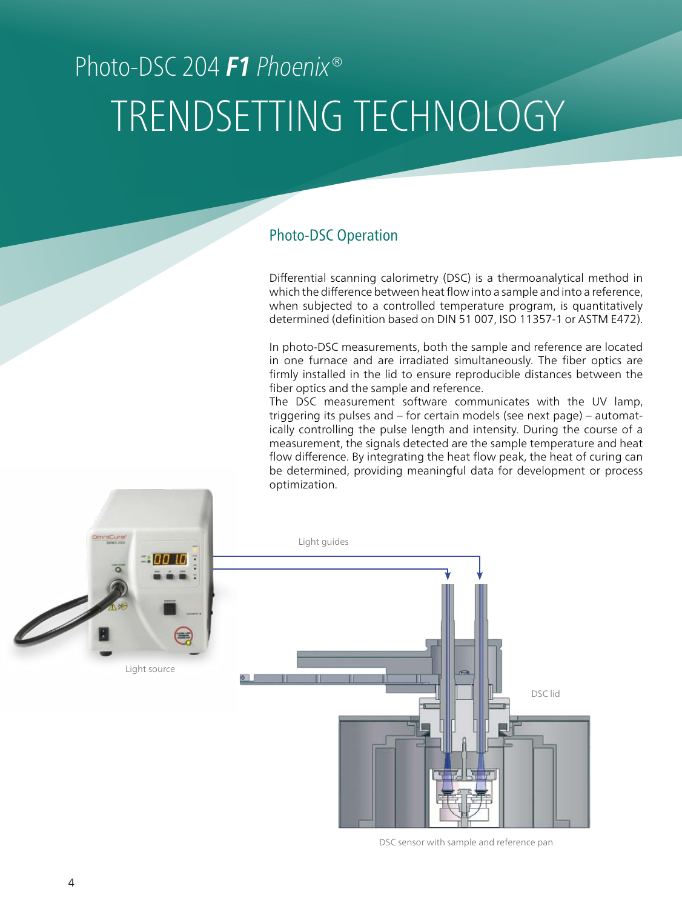# Photo-DSC 204 ***F1*** *Phoenix*®

# TRENDSETTING TECHNOLOGY

## Photo-DSC Operation

Differential scanning calorimetry (DSC) is a thermoanalytical method in which the difference between heat flow into a sample and into a reference, when subjected to a controlled temperature program, is quantitatively determined (definition based on DIN 51 007, ISO 11357-1 or ASTM E472).

In photo-DSC measurements, both the sample and reference are located in one furnace and are irradiated simultaneously. The fiber optics are firmly installed in the lid to ensure reproducible distances between the fiber optics and the sample and reference.
The DSC measurement software communicates with the UV lamp, triggering its pulses and – for certain models (see next page) – automatically controlling the pulse length and intensity. During the course of a measurement, the signals detected are the sample temperature and heat flow difference. By integrating the heat flow peak, the heat of curing can be determined, providing meaningful data for development or process optimization.

Light guides

Light source

DSC lid

DSC sensor with sample and reference pan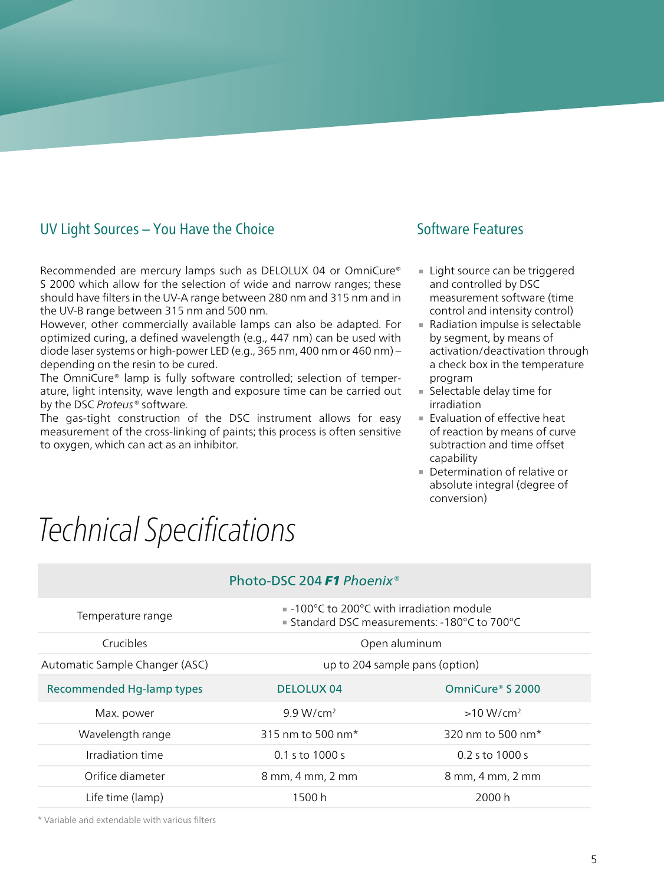## UV Light Sources – You Have the Choice

Recommended are mercury lamps such as DELOLUX 04 or OmniCure® S 2000 which allow for the selection of wide and narrow ranges; these should have filters in the UV-A range between 280 nm and 315 nm and in the UV-B range between 315 nm and 500 nm.
However, other commercially available lamps can also be adapted. For optimized curing, a defined wavelength (e.g., 447 nm) can be used with diode laser systems or high-power LED (e.g., 365 nm, 400 nm or 460 nm) – depending on the resin to be cured.
The OmniCure® lamp is fully software controlled; selection of temperature, light intensity, wave length and exposure time can be carried out by the DSC *Proteus*® software.
The gas-tight construction of the DSC instrument allows for easy measurement of the cross-linking of paints; this process is often sensitive to oxygen, which can act as an inhibitor.

## Software Features

- Light source can be triggered and controlled by DSC measurement software (time control and intensity control)
- Radiation impulse is selectable by segment, by means of activation/deactivation through a check box in the temperature program
- Selectable delay time for irradiation
- Evaluation of effective heat of reaction by means of curve subtraction and time offset capability
- Determination of relative or absolute integral (degree of conversion)

# *Technical Specifications*

| Photo-DSC 204 ***F1*** *Phoenix*® | | |
|---|---|---|
| Temperature range | -100°C to 200°C with irradiation module<br>Standard DSC measurements: -180°C to 700°C | |
| Crucibles | Open aluminum | |
| Automatic Sample Changer (ASC) | up to 204 sample pans (option) | |
| **Recommended Hg-lamp types** | **DELOLUX 04** | **OmniCure® S 2000** |
| Max. power | 9.9 W/cm$^2$ | >10 W/cm$^2$ |
| Wavelength range | 315 nm to 500 nm* | 320 nm to 500 nm* |
| Irradiation time | 0.1 s to 1000 s | 0.2 s to 1000 s |
| Orifice diameter | 8 mm, 4 mm, 2 mm | 8 mm, 4 mm, 2 mm |
| Life time (lamp) | 1500 h | 2000 h |

* Variable and extendable with various filters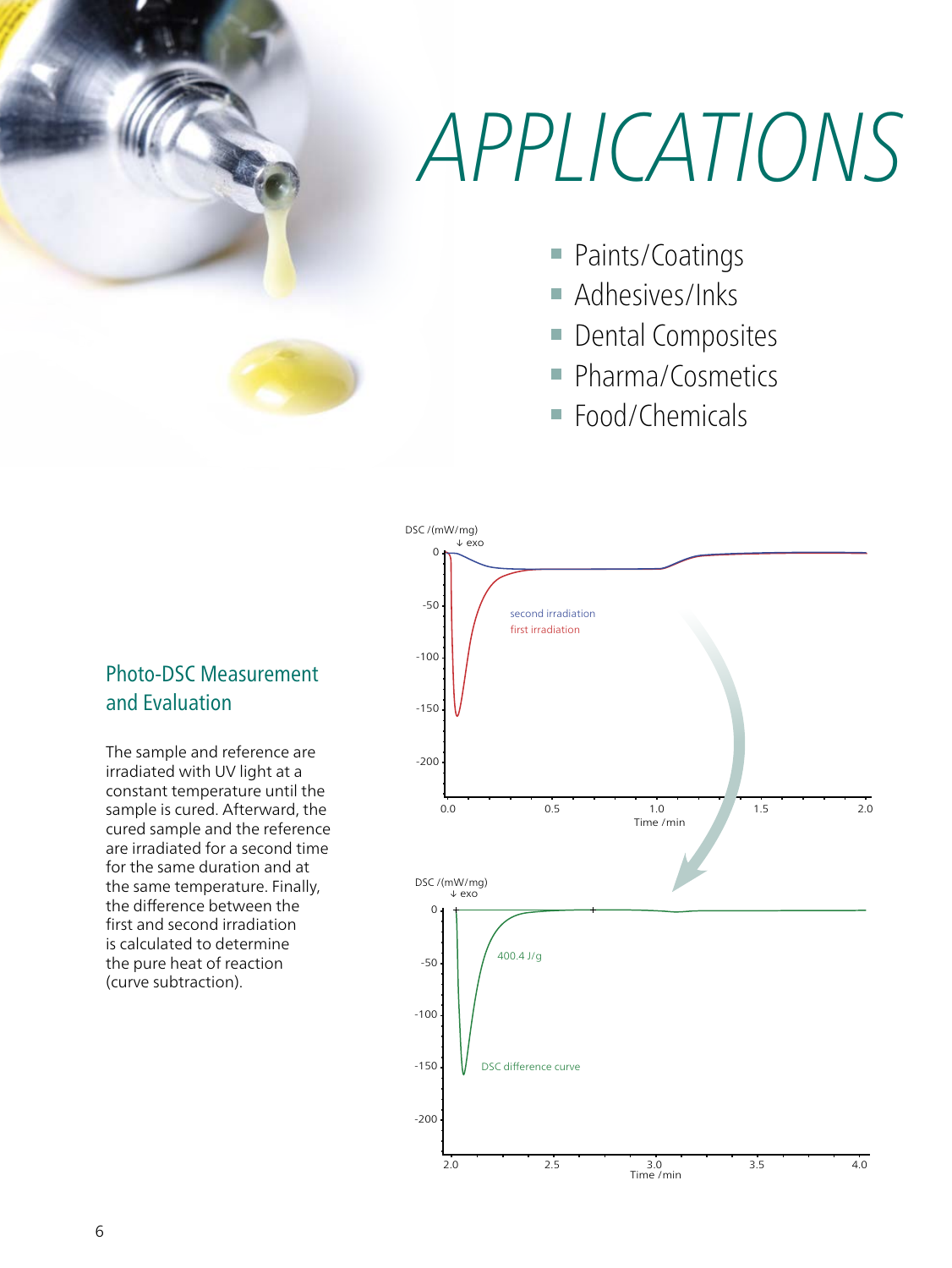# APPLICATIONS

- Paints/Coatings
- Adhesives/Inks
- Dental Composites
- Pharma/Cosmetics
- Food/Chemicals

## Photo-DSC Measurement and Evaluation

The sample and reference are irradiated with UV light at a constant temperature until the sample is cured. Afterward, the cured sample and the reference are irradiated for a second time for the same duration and at the same temperature. Finally, the difference between the first and second irradiation is calculated to determine the pure heat of reaction (curve subtraction).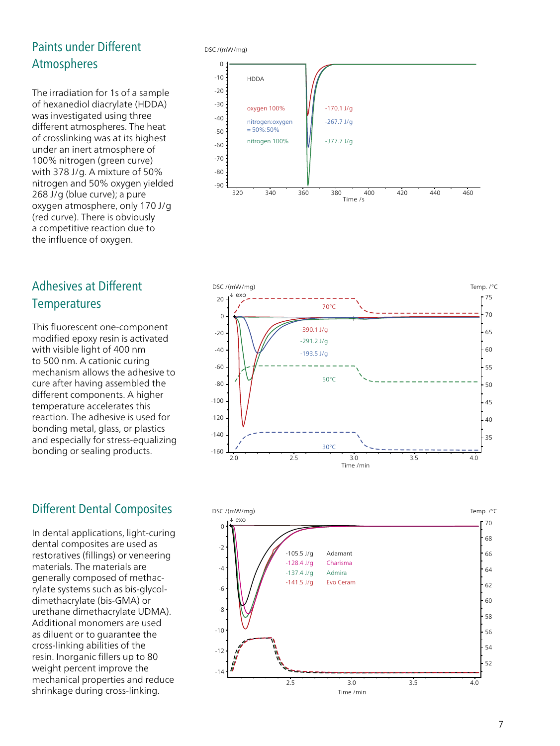## Paints under Different Atmospheres

The irradiation for 1s of a sample of hexanediol diacrylate (HDDA) was investigated using three different atmospheres. The heat of crosslinking was at its highest under an inert atmosphere of 100% nitrogen (green curve) with 378 J/g. A mixture of 50% nitrogen and 50% oxygen yielded 268 J/g (blue curve); a pure oxygen atmosphere, only 170 J/g (red curve). There is obviously a competitive reaction due to the influence of oxygen.

## Adhesives at Different Temperatures

This fluorescent one-component modified epoxy resin is activated with visible light of 400 nm to 500 nm. A cationic curing mechanism allows the adhesive to cure after having assembled the different components. A higher temperature accelerates this reaction. The adhesive is used for bonding metal, glass, or plastics and especially for stress-equalizing bonding or sealing products.

## Different Dental Composites

In dental applications, light-curing dental composites are used as restoratives (fillings) or veneering materials. The materials are generally composed of methacrylate systems such as bis-glycoldimethacrylate (bis-GMA) or urethane dimethacrylate UDMA). Additional monomers are used as diluent or to guarantee the cross-linking abilities of the resin. Inorganic fillers up to 80 weight percent improve the mechanical properties and reduce shrinkage during cross-linking.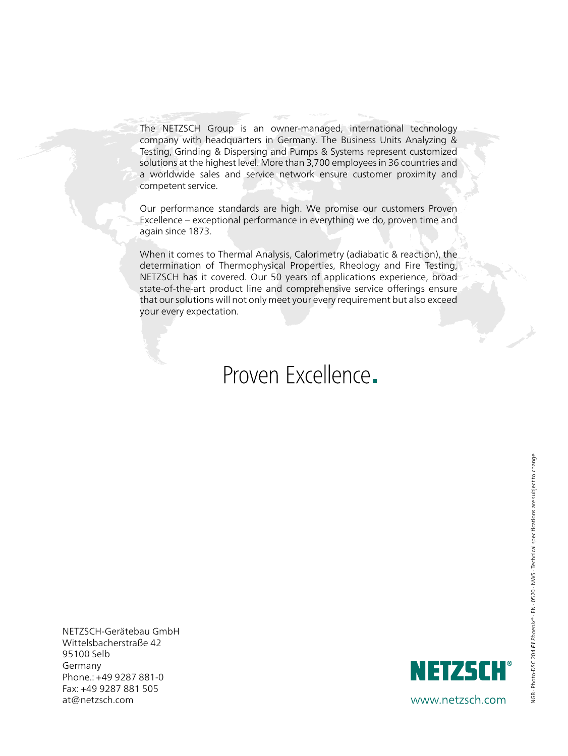The NETZSCH Group is an owner-managed, international technology company with headquarters in Germany. The Business Units Analyzing & Testing, Grinding & Dispersing and Pumps & Systems represent customized solutions at the highest level. More than 3,700 employees in 36 countries and a worldwide sales and service network ensure customer proximity and competent service.

Our performance standards are high. We promise our customers Proven Excellence – exceptional performance in everything we do, proven time and again since 1873.

When it comes to Thermal Analysis, Calorimetry (adiabatic & reaction), the determination of Thermophysical Properties, Rheology and Fire Testing, NETZSCH has it covered. Our 50 years of applications experience, broad state-of-the-art product line and comprehensive service offerings ensure that our solutions will not only meet your every requirement but also exceed your every expectation.

Proven Excellence.

NETZSCH-Gerätebau GmbH
Wittelsbacherstraße 42
95100 Selb
Germany
Phone.: +49 9287 881-0
Fax: +49 9287 881 505
at@netzsch.com

NETZSCH®

www.netzsch.com

NGB · Photo-DSC 204 *F1 Phoenix®* · EN · 0520 · NWS · Technical specifications are subject to change.